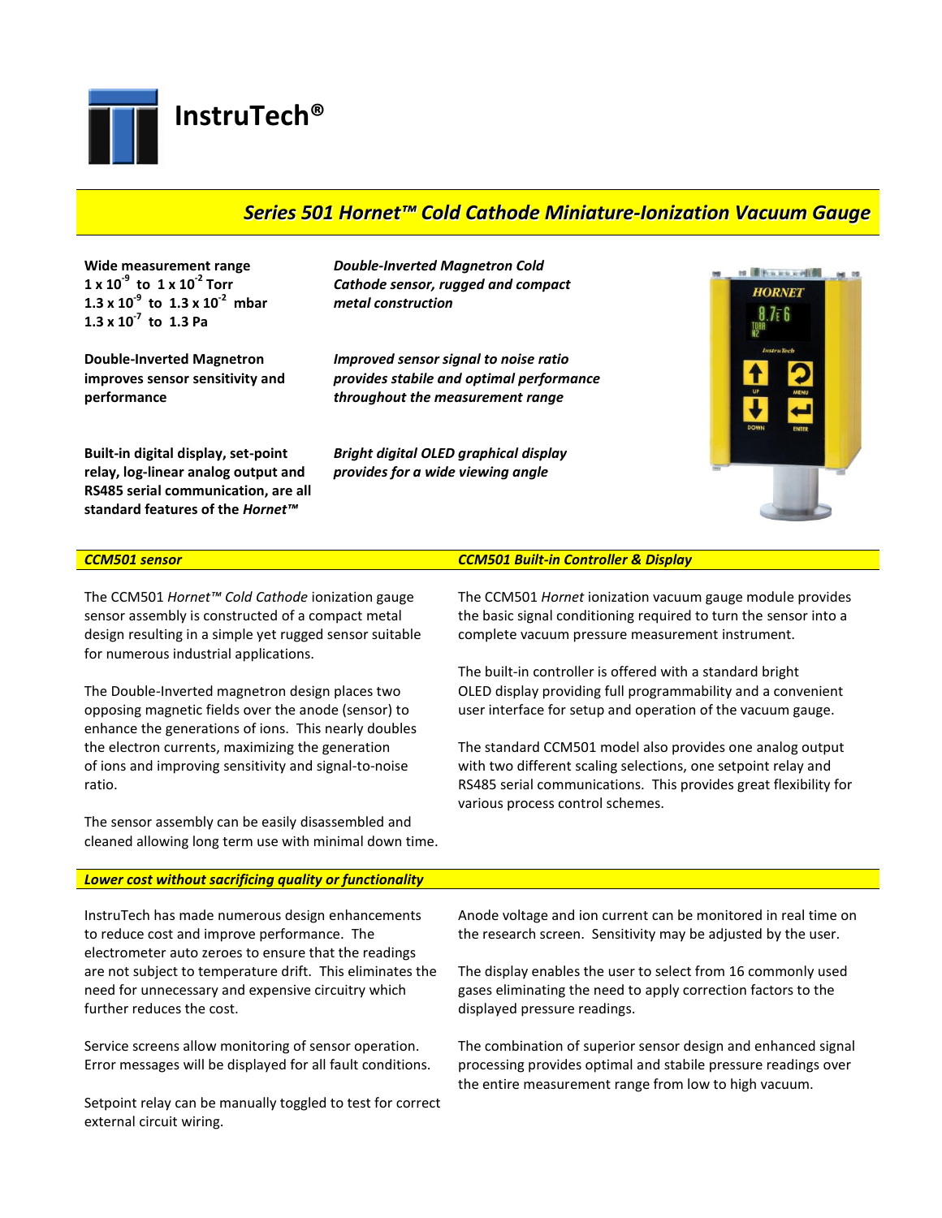# InstruTech®

## *Series 501 Hornet™ Cold Cathode Miniature-Ionization Vacuum Gauge*

**Wide measurement range**
**1 x $10^{-9}$ to 1 x $10^{-2}$ Torr**
**1.3 x $10^{-9}$ to 1.3 x $10^{-2}$ mbar**
**1.3 x $10^{-7}$ to 1.3 Pa**

***Double-Inverted Magnetron Cold Cathode sensor, rugged and compact metal construction***

**Double-Inverted Magnetron improves sensor sensitivity and performance**

***Improved sensor signal to noise ratio provides stable and optimal performance throughout the measurement range***

**Built-in digital display, set-point relay, log-linear analog output and RS485 serial communication, are all standard features of the *Hornet™***

***Bright digital OLED graphical display provides for a wide viewing angle***

### *CCM501 sensor*

The CCM501 *Hornet™ Cold Cathode* ionization gauge sensor assembly is constructed of a compact metal design resulting in a simple yet rugged sensor suitable for numerous industrial applications.

The Double-Inverted magnetron design places two opposing magnetic fields over the anode (sensor) to enhance the generations of ions. This nearly doubles the electron currents, maximizing the generation of ions and improving sensitivity and signal-to-noise ratio.

The sensor assembly can be easily disassembled and cleaned allowing long term use with minimal down time.

### *CCM501 Built-in Controller & Display*

The CCM501 *Hornet* ionization vacuum gauge module provides the basic signal conditioning required to turn the sensor into a complete vacuum pressure measurement instrument.

The built-in controller is offered with a standard bright OLED display providing full programmability and a convenient user interface for setup and operation of the vacuum gauge.

The standard CCM501 model also provides one analog output with two different scaling selections, one setpoint relay and RS485 serial communications. This provides great flexibility for various process control schemes.

### *Lower cost without sacrificing quality or functionality*

InstruTech has made numerous design enhancements to reduce cost and improve performance. The electrometer auto zeroes to ensure that the readings are not subject to temperature drift. This eliminates the need for unnecessary and expensive circuitry which further reduces the cost.

Service screens allow monitoring of sensor operation. Error messages will be displayed for all fault conditions.

Setpoint relay can be manually toggled to test for correct external circuit wiring.

Anode voltage and ion current can be monitored in real time on the research screen. Sensitivity may be adjusted by the user.

The display enables the user to select from 16 commonly used gases eliminating the need to apply correction factors to the displayed pressure readings.

The combination of superior sensor design and enhanced signal processing provides optimal and stabile pressure readings over the entire measurement range from low to high vacuum.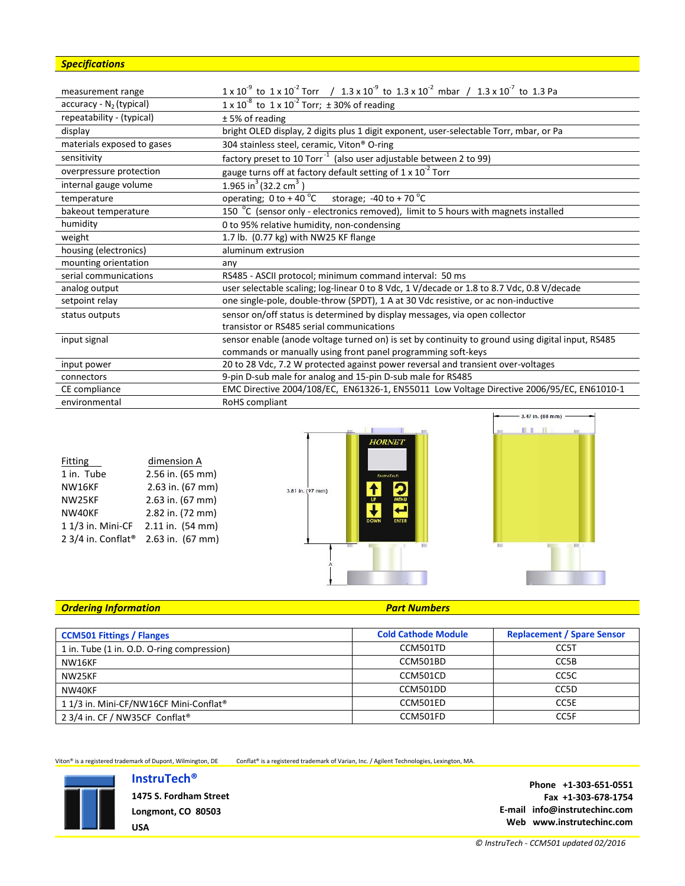## Specifications

| | |
|---|---|
| measurement range | $1 \times 10^{-9}$ to $1 \times 10^{-2}$ Torr / $1.3 \times 10^{-9}$ to $1.3 \times 10^{-2}$ mbar / $1.3 \times 10^{-7}$ to 1.3 Pa |
| accuracy - $N_2$ (typical) | $1 \times 10^{-8}$ to $1 \times 10^{-2}$ Torr; ± 30% of reading |
| repeatability - (typical) | ± 5% of reading |
| display | bright OLED display, 2 digits plus 1 digit exponent, user-selectable Torr, mbar, or Pa |
| materials exposed to gases | 304 stainless steel, ceramic, Viton® O-ring |
| sensitivity | factory preset to 10 $Torr^{-1}$ (also user adjustable between 2 to 99) |
| overpressure protection | gauge turns off at factory default setting of $1 \times 10^{-2}$ Torr |
| internal gauge volume | 1.965 $in^3$ (32.2 $cm^3$) |
| temperature | operating; 0 to + 40 °C storage; -40 to + 70 °C |
| bakeout temperature | 150 °C (sensor only - electronics removed), limit to 5 hours with magnets installed |
| humidity | 0 to 95% relative humidity, non-condensing |
| weight | 1.7 lb. (0.77 kg) with NW25 KF flange |
| housing (electronics) | aluminum extrusion |
| mounting orientation | any |
| serial communications | RS485 - ASCII protocol; minimum command interval: 50 ms |
| analog output | user selectable scaling; log-linear 0 to 8 Vdc, 1 V/decade or 1.8 to 8.7 Vdc, 0.8 V/decade |
| setpoint relay | one single-pole, double-throw (SPDT), 1 A at 30 Vdc resistive, or ac non-inductive |
| status outputs | sensor on/off status is determined by display messages, via open collector transistor or RS485 serial communications |
| input signal | sensor enable (anode voltage turned on) is set by continuity to ground using digital input, RS485 commands or manually using front panel programming soft-keys |
| input power | 20 to 28 Vdc, 7.2 W protected against power reversal and transient over-voltages |
| connectors | 9-pin D-sub male for analog and 15-pin D-sub male for RS485 |
| CE compliance | EMC Directive 2004/108/EC, EN61326-1, EN55011 Low Voltage Directive 2006/95/EC, EN61010-1 |
| environmental | RoHS compliant |

| Fitting | dimension A |
|---|---|
| 1 in. Tube | 2.56 in. (65 mm) |
| NW16KF | 2.63 in. (67 mm) |
| NW25KF | 2.63 in. (67 mm) |
| NW40KF | 2.82 in. (72 mm) |
| 1 1/3 in. Mini-CF | 2.11 in. (54 mm) |
| 2 3/4 in. Conflat® | 2.63 in. (67 mm) |

3.47 in. (88 mm)

3.81 in. (97 mm)

A

HORNET

InstruTech

UP

MENU

DOWN

ENTER

## Ordering Information — Part Numbers

| CCM501 Fittings / Flanges | Cold Cathode Module | Replacement / Spare Sensor |
|---|---|---|
| 1 in. Tube (1 in. O.D. O-ring compression) | CCM501TD | CC5T |
| NW16KF | CCM501BD | CC5B |
| NW25KF | CCM501CD | CC5C |
| NW40KF | CCM501DD | CC5D |
| 1 1/3 in. Mini-CF/NW16CF Mini-Conflat® | CCM501ED | CC5E |
| 2 3/4 in. CF / NW35CF Conflat® | CCM501FD | CC5F |

Viton® is a registered trademark of Dupont, Wilmington, DE    Conflat® is a registered trademark of Varian, Inc. / Agilent Technologies, Lexington, MA.

**InstruTech®**
**1475 S. Fordham Street**
**Longmont, CO 80503**
**USA**

**Phone +1-303-651-0551**
**Fax +1-303-678-1754**
**E-mail info@instrutechinc.com**
**Web www.instrutechinc.com**

*© InstruTech - CCM501 updated 02/2016*